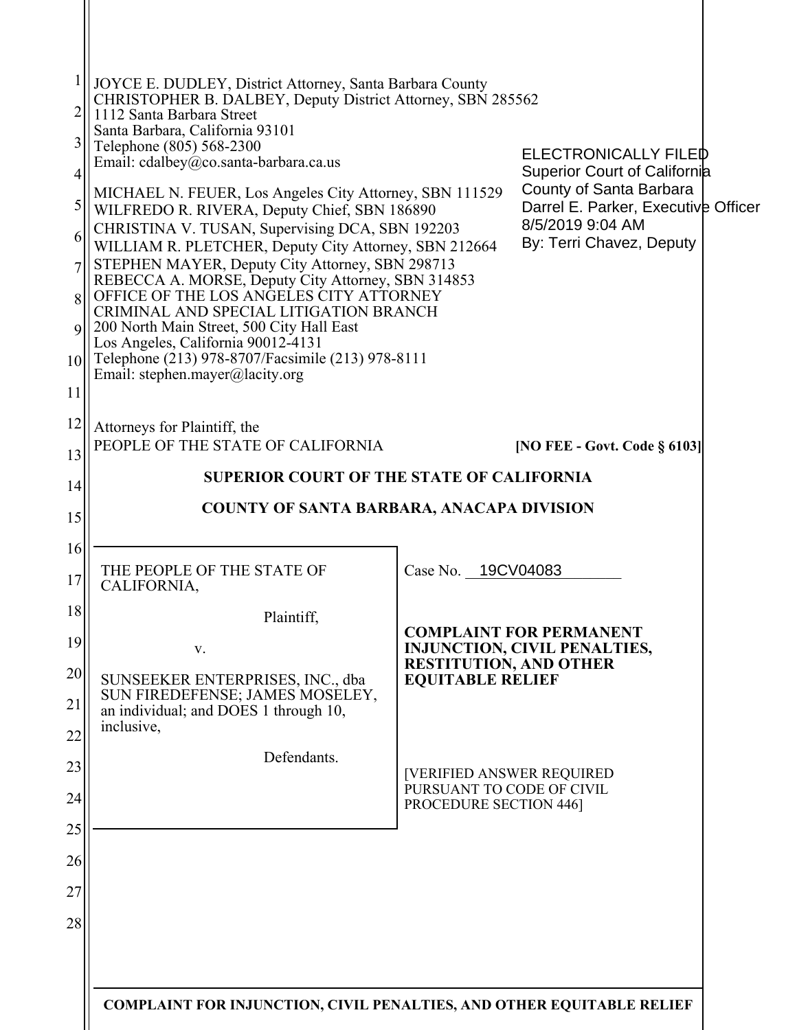JOYCE E. DUDLEY, District Attorney, Santa Barbara County
CHRISTOPHER B. DALBEY, Deputy District Attorney, SBN 285562
1112 Santa Barbara Street
Santa Barbara, California 93101
Telephone (805) 568-2300
Email: cdalbey@co.santa-barbara.ca.us

MICHAEL N. FEUER, Los Angeles City Attorney, SBN 111529
WILFREDO R. RIVERA, Deputy Chief, SBN 186890
CHRISTINA V. TUSAN, Supervising DCA, SBN 192203
WILLIAM R. PLETCHER, Deputy City Attorney, SBN 212664
STEPHEN MAYER, Deputy City Attorney, SBN 298713
REBECCA A. MORSE, Deputy City Attorney, SBN 314853
OFFICE OF THE LOS ANGELES CITY ATTORNEY
CRIMINAL AND SPECIAL LITIGATION BRANCH
200 North Main Street, 500 City Hall East
Los Angeles, California 90012-4131
Telephone (213) 978-8707/Facsimile (213) 978-8111
Email: stephen.mayer@lacity.org

ELECTRONICALLY FILED
Superior Court of California
County of Santa Barbara
Darrel E. Parker, Executive Officer
8/5/2019 9:04 AM
By: Terri Chavez, Deputy

Attorneys for Plaintiff, the
PEOPLE OF THE STATE OF CALIFORNIA

**[NO FEE - Govt. Code § 6103]**

**SUPERIOR COURT OF THE STATE OF CALIFORNIA**

**COUNTY OF SANTA BARBARA, ANACAPA DIVISION**

| | |
|---|---|
| THE PEOPLE OF THE STATE OF CALIFORNIA,<br><br>Plaintiff,<br><br>v.<br><br>SUNSEEKER ENTERPRISES, INC., dba SUN FIREDEFENSE; JAMES MOSELEY, an individual; and DOES 1 through 10, inclusive,<br><br>Defendants. | Case No. 19CV04083<br><br>**COMPLAINT FOR PERMANENT INJUNCTION, CIVIL PENALTIES, RESTITUTION, AND OTHER EQUITABLE RELIEF**<br><br>[VERIFIED ANSWER REQUIRED PURSUANT TO CODE OF CIVIL PROCEDURE SECTION 446] |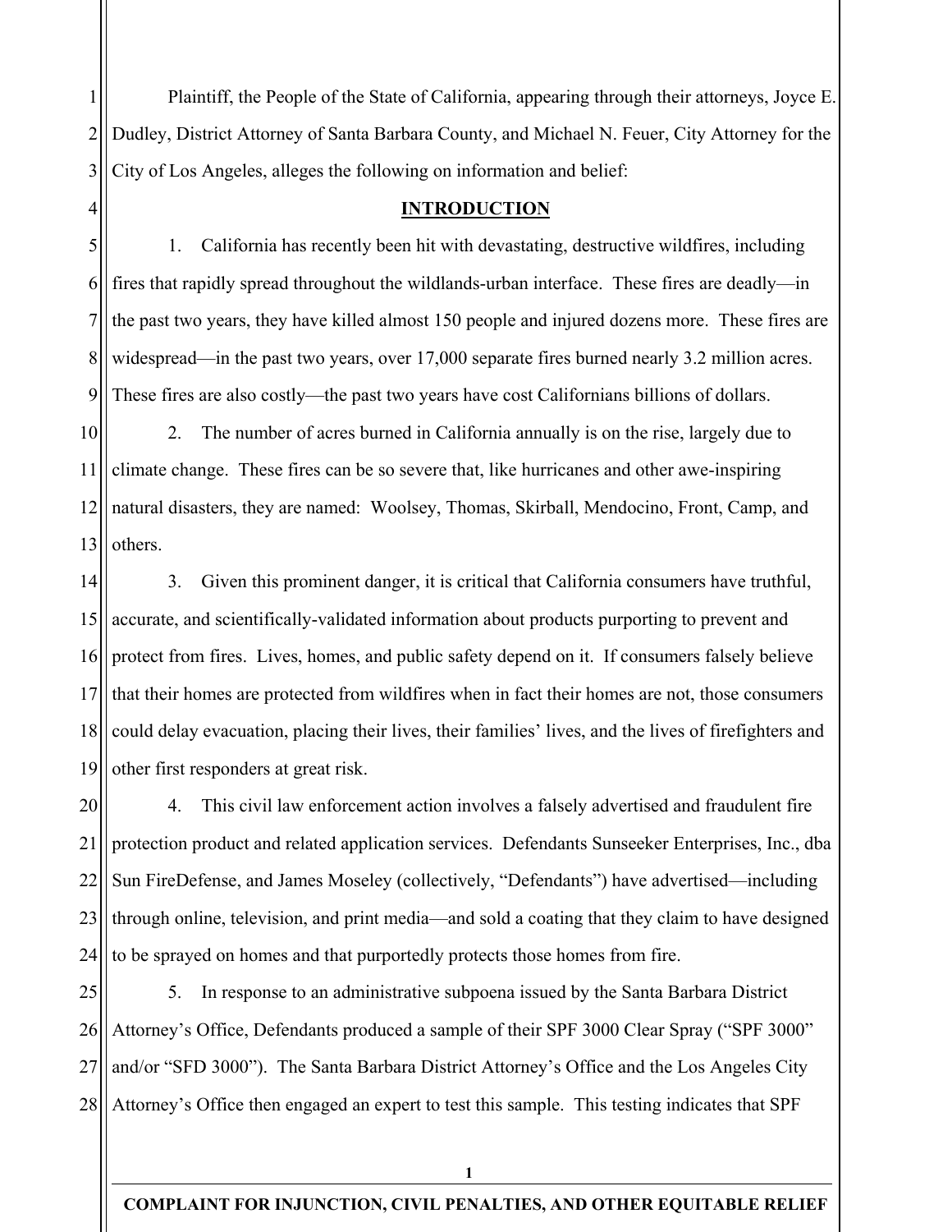Plaintiff, the People of the State of California, appearing through their attorneys, Joyce E. Dudley, District Attorney of Santa Barbara County, and Michael N. Feuer, City Attorney for the City of Los Angeles, alleges the following on information and belief:

## INTRODUCTION

1. California has recently been hit with devastating, destructive wildfires, including fires that rapidly spread throughout the wildlands-urban interface. These fires are deadly—in the past two years, they have killed almost 150 people and injured dozens more. These fires are widespread—in the past two years, over 17,000 separate fires burned nearly 3.2 million acres. These fires are also costly—the past two years have cost Californians billions of dollars.

2. The number of acres burned in California annually is on the rise, largely due to climate change. These fires can be so severe that, like hurricanes and other awe-inspiring natural disasters, they are named: Woolsey, Thomas, Skirball, Mendocino, Front, Camp, and others.

3. Given this prominent danger, it is critical that California consumers have truthful, accurate, and scientifically-validated information about products purporting to prevent and protect from fires. Lives, homes, and public safety depend on it. If consumers falsely believe that their homes are protected from wildfires when in fact their homes are not, those consumers could delay evacuation, placing their lives, their families' lives, and the lives of firefighters and other first responders at great risk.

4. This civil law enforcement action involves a falsely advertised and fraudulent fire protection product and related application services. Defendants Sunseeker Enterprises, Inc., dba Sun FireDefense, and James Moseley (collectively, "Defendants") have advertised—including through online, television, and print media—and sold a coating that they claim to have designed to be sprayed on homes and that purportedly protects those homes from fire.

5. In response to an administrative subpoena issued by the Santa Barbara District Attorney's Office, Defendants produced a sample of their SPF 3000 Clear Spray ("SPF 3000" and/or "SFD 3000"). The Santa Barbara District Attorney's Office and the Los Angeles City Attorney's Office then engaged an expert to test this sample. This testing indicates that SPF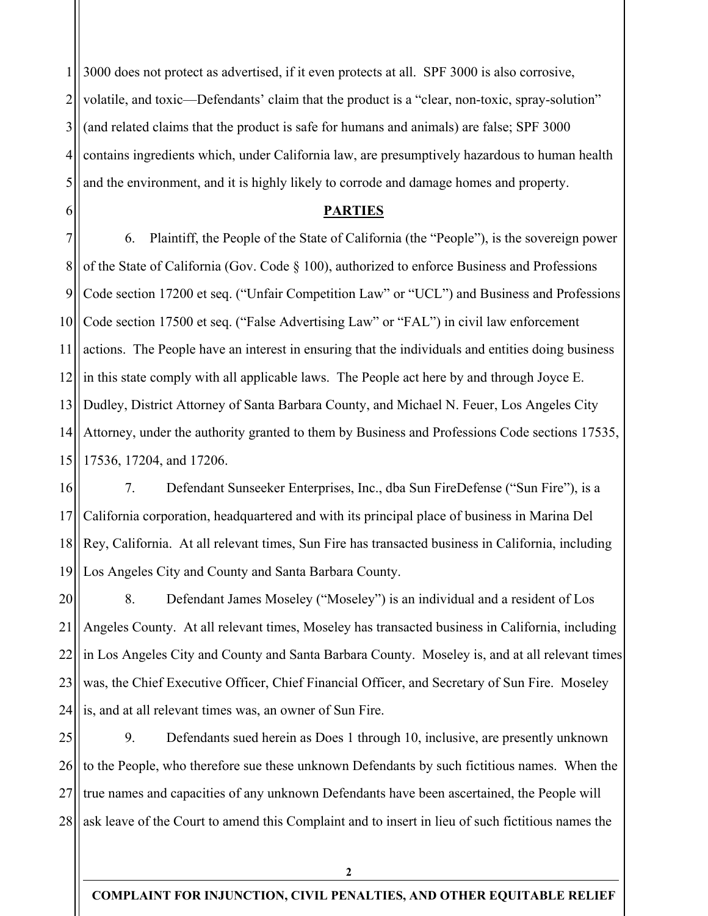3000 does not protect as advertised, if it even protects at all. SPF 3000 is also corrosive, volatile, and toxic—Defendants' claim that the product is a "clear, non-toxic, spray-solution" (and related claims that the product is safe for humans and animals) are false; SPF 3000 contains ingredients which, under California law, are presumptively hazardous to human health and the environment, and it is highly likely to corrode and damage homes and property.

## PARTIES

6. Plaintiff, the People of the State of California (the "People"), is the sovereign power of the State of California (Gov. Code § 100), authorized to enforce Business and Professions Code section 17200 et seq. ("Unfair Competition Law" or "UCL") and Business and Professions Code section 17500 et seq. ("False Advertising Law" or "FAL") in civil law enforcement actions. The People have an interest in ensuring that the individuals and entities doing business in this state comply with all applicable laws. The People act here by and through Joyce E. Dudley, District Attorney of Santa Barbara County, and Michael N. Feuer, Los Angeles City Attorney, under the authority granted to them by Business and Professions Code sections 17535, 17536, 17204, and 17206.

7. Defendant Sunseeker Enterprises, Inc., dba Sun FireDefense ("Sun Fire"), is a California corporation, headquartered and with its principal place of business in Marina Del Rey, California. At all relevant times, Sun Fire has transacted business in California, including Los Angeles City and County and Santa Barbara County.

8. Defendant James Moseley ("Moseley") is an individual and a resident of Los Angeles County. At all relevant times, Moseley has transacted business in California, including in Los Angeles City and County and Santa Barbara County. Moseley is, and at all relevant times was, the Chief Executive Officer, Chief Financial Officer, and Secretary of Sun Fire. Moseley is, and at all relevant times was, an owner of Sun Fire.

9. Defendants sued herein as Does 1 through 10, inclusive, are presently unknown to the People, who therefore sue these unknown Defendants by such fictitious names. When the true names and capacities of any unknown Defendants have been ascertained, the People will ask leave of the Court to amend this Complaint and to insert in lieu of such fictitious names the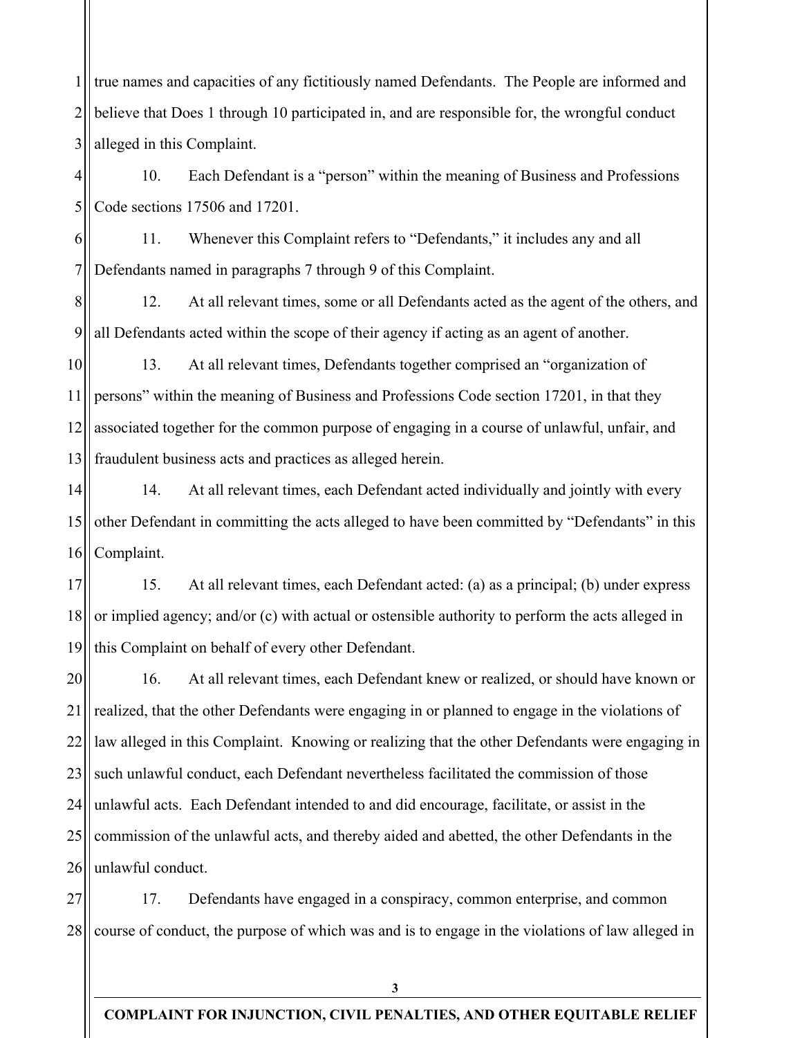true names and capacities of any fictitiously named Defendants. The People are informed and believe that Does 1 through 10 participated in, and are responsible for, the wrongful conduct alleged in this Complaint.

10. Each Defendant is a "person" within the meaning of Business and Professions Code sections 17506 and 17201.

11. Whenever this Complaint refers to "Defendants," it includes any and all Defendants named in paragraphs 7 through 9 of this Complaint.

12. At all relevant times, some or all Defendants acted as the agent of the others, and all Defendants acted within the scope of their agency if acting as an agent of another.

13. At all relevant times, Defendants together comprised an "organization of persons" within the meaning of Business and Professions Code section 17201, in that they associated together for the common purpose of engaging in a course of unlawful, unfair, and fraudulent business acts and practices as alleged herein.

14. At all relevant times, each Defendant acted individually and jointly with every other Defendant in committing the acts alleged to have been committed by "Defendants" in this Complaint.

15. At all relevant times, each Defendant acted: (a) as a principal; (b) under express or implied agency; and/or (c) with actual or ostensible authority to perform the acts alleged in this Complaint on behalf of every other Defendant.

16. At all relevant times, each Defendant knew or realized, or should have known or realized, that the other Defendants were engaging in or planned to engage in the violations of law alleged in this Complaint. Knowing or realizing that the other Defendants were engaging in such unlawful conduct, each Defendant nevertheless facilitated the commission of those unlawful acts. Each Defendant intended to and did encourage, facilitate, or assist in the commission of the unlawful acts, and thereby aided and abetted, the other Defendants in the unlawful conduct.

17. Defendants have engaged in a conspiracy, common enterprise, and common course of conduct, the purpose of which was and is to engage in the violations of law alleged in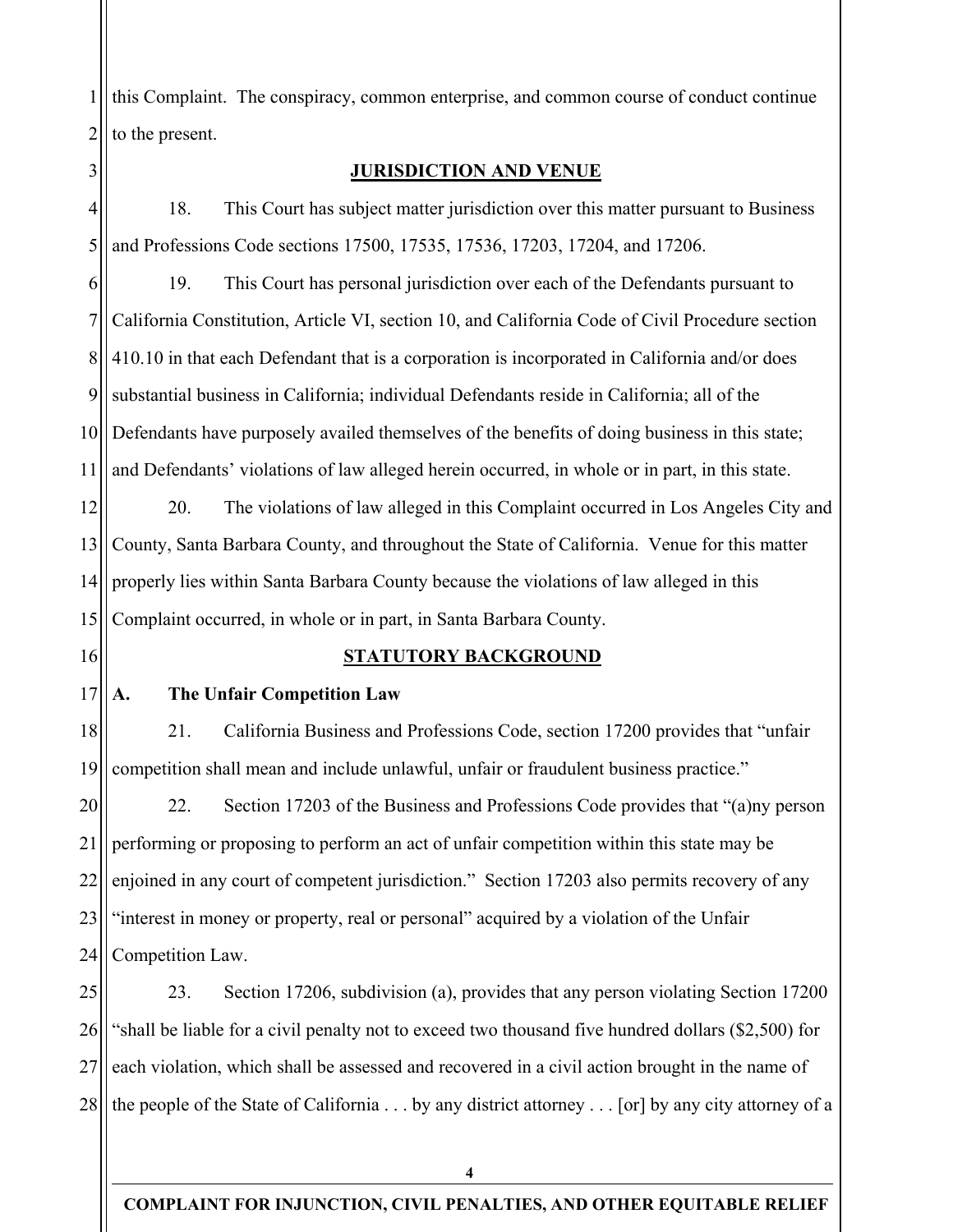this Complaint. The conspiracy, common enterprise, and common course of conduct continue to the present.

## JURISDICTION AND VENUE

18. This Court has subject matter jurisdiction over this matter pursuant to Business and Professions Code sections 17500, 17535, 17536, 17203, 17204, and 17206.

19. This Court has personal jurisdiction over each of the Defendants pursuant to California Constitution, Article VI, section 10, and California Code of Civil Procedure section 410.10 in that each Defendant that is a corporation is incorporated in California and/or does substantial business in California; individual Defendants reside in California; all of the Defendants have purposely availed themselves of the benefits of doing business in this state; and Defendants' violations of law alleged herein occurred, in whole or in part, in this state.

20. The violations of law alleged in this Complaint occurred in Los Angeles City and County, Santa Barbara County, and throughout the State of California. Venue for this matter properly lies within Santa Barbara County because the violations of law alleged in this Complaint occurred, in whole or in part, in Santa Barbara County.

## STATUTORY BACKGROUND

### A. The Unfair Competition Law

21. California Business and Professions Code, section 17200 provides that "unfair competition shall mean and include unlawful, unfair or fraudulent business practice."

22. Section 17203 of the Business and Professions Code provides that "(a)ny person performing or proposing to perform an act of unfair competition within this state may be enjoined in any court of competent jurisdiction." Section 17203 also permits recovery of any "interest in money or property, real or personal" acquired by a violation of the Unfair Competition Law.

23. Section 17206, subdivision (a), provides that any person violating Section 17200 "shall be liable for a civil penalty not to exceed two thousand five hundred dollars ($2,500) for each violation, which shall be assessed and recovered in a civil action brought in the name of the people of the State of California . . . by any district attorney . . . [or] by any city attorney of a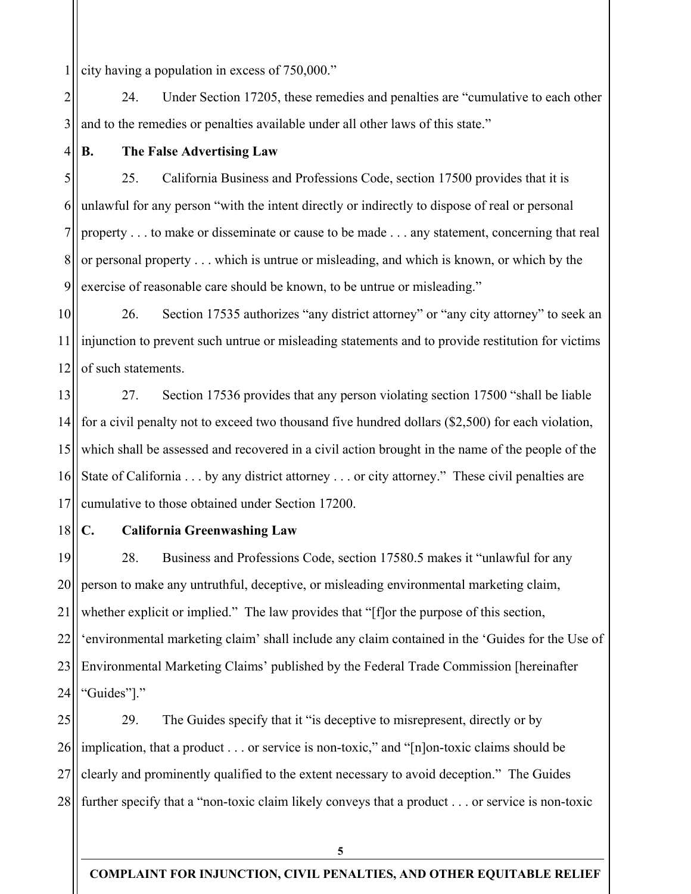city having a population in excess of 750,000."

24. Under Section 17205, these remedies and penalties are "cumulative to each other and to the remedies or penalties available under all other laws of this state."

**B. The False Advertising Law**

25. California Business and Professions Code, section 17500 provides that it is unlawful for any person "with the intent directly or indirectly to dispose of real or personal property . . . to make or disseminate or cause to be made . . . any statement, concerning that real or personal property . . . which is untrue or misleading, and which is known, or which by the exercise of reasonable care should be known, to be untrue or misleading."

26. Section 17535 authorizes "any district attorney" or "any city attorney" to seek an injunction to prevent such untrue or misleading statements and to provide restitution for victims of such statements.

27. Section 17536 provides that any person violating section 17500 "shall be liable for a civil penalty not to exceed two thousand five hundred dollars ($2,500) for each violation, which shall be assessed and recovered in a civil action brought in the name of the people of the State of California . . . by any district attorney . . . or city attorney." These civil penalties are cumulative to those obtained under Section 17200.

**C. California Greenwashing Law**

28. Business and Professions Code, section 17580.5 makes it "unlawful for any person to make any untruthful, deceptive, or misleading environmental marketing claim, whether explicit or implied." The law provides that "[f]or the purpose of this section, 'environmental marketing claim' shall include any claim contained in the 'Guides for the Use of Environmental Marketing Claims' published by the Federal Trade Commission [hereinafter "Guides"]."

29. The Guides specify that it "is deceptive to misrepresent, directly or by implication, that a product . . . or service is non-toxic," and "[n]on-toxic claims should be clearly and prominently qualified to the extent necessary to avoid deception." The Guides further specify that a "non-toxic claim likely conveys that a product . . . or service is non-toxic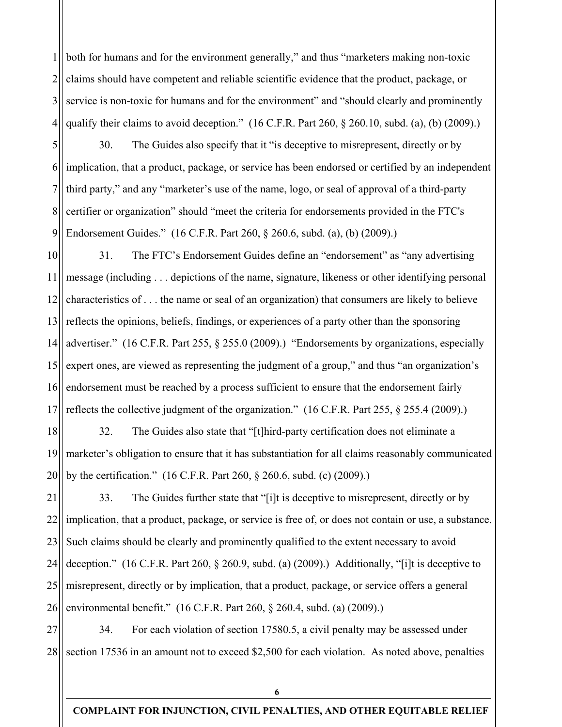both for humans and for the environment generally," and thus "marketers making non-toxic claims should have competent and reliable scientific evidence that the product, package, or service is non-toxic for humans and for the environment" and "should clearly and prominently qualify their claims to avoid deception." (16 C.F.R. Part 260, § 260.10, subd. (a), (b) (2009).)

30. The Guides also specify that it "is deceptive to misrepresent, directly or by implication, that a product, package, or service has been endorsed or certified by an independent third party," and any "marketer's use of the name, logo, or seal of approval of a third-party certifier or organization" should "meet the criteria for endorsements provided in the FTC's Endorsement Guides." (16 C.F.R. Part 260, § 260.6, subd. (a), (b) (2009).)

31. The FTC's Endorsement Guides define an "endorsement" as "any advertising message (including . . . depictions of the name, signature, likeness or other identifying personal characteristics of . . . the name or seal of an organization) that consumers are likely to believe reflects the opinions, beliefs, findings, or experiences of a party other than the sponsoring advertiser." (16 C.F.R. Part 255, § 255.0 (2009).) "Endorsements by organizations, especially expert ones, are viewed as representing the judgment of a group," and thus "an organization's endorsement must be reached by a process sufficient to ensure that the endorsement fairly reflects the collective judgment of the organization." (16 C.F.R. Part 255, § 255.4 (2009).)

32. The Guides also state that "[t]hird-party certification does not eliminate a marketer's obligation to ensure that it has substantiation for all claims reasonably communicated by the certification." (16 C.F.R. Part 260, § 260.6, subd. (c) (2009).)

33. The Guides further state that "[i]t is deceptive to misrepresent, directly or by implication, that a product, package, or service is free of, or does not contain or use, a substance. Such claims should be clearly and prominently qualified to the extent necessary to avoid deception." (16 C.F.R. Part 260, § 260.9, subd. (a) (2009).) Additionally, "[i]t is deceptive to misrepresent, directly or by implication, that a product, package, or service offers a general environmental benefit." (16 C.F.R. Part 260, § 260.4, subd. (a) (2009).)

34. For each violation of section 17580.5, a civil penalty may be assessed under section 17536 in an amount not to exceed $2,500 for each violation. As noted above, penalties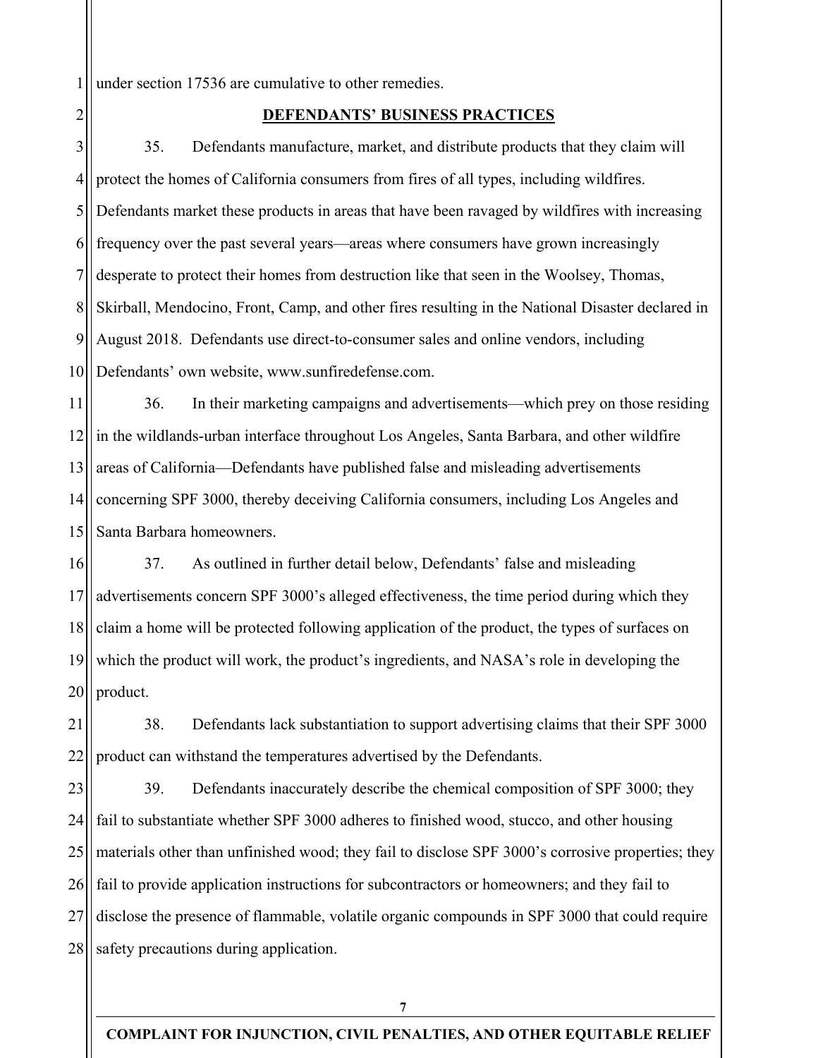under section 17536 are cumulative to other remedies.

## DEFENDANTS' BUSINESS PRACTICES

35. Defendants manufacture, market, and distribute products that they claim will protect the homes of California consumers from fires of all types, including wildfires. Defendants market these products in areas that have been ravaged by wildfires with increasing frequency over the past several years—areas where consumers have grown increasingly desperate to protect their homes from destruction like that seen in the Woolsey, Thomas, Skirball, Mendocino, Front, Camp, and other fires resulting in the National Disaster declared in August 2018. Defendants use direct-to-consumer sales and online vendors, including Defendants' own website, www.sunfiredefense.com.

36. In their marketing campaigns and advertisements—which prey on those residing in the wildlands-urban interface throughout Los Angeles, Santa Barbara, and other wildfire areas of California—Defendants have published false and misleading advertisements concerning SPF 3000, thereby deceiving California consumers, including Los Angeles and Santa Barbara homeowners.

37. As outlined in further detail below, Defendants' false and misleading advertisements concern SPF 3000's alleged effectiveness, the time period during which they claim a home will be protected following application of the product, the types of surfaces on which the product will work, the product's ingredients, and NASA's role in developing the product.

38. Defendants lack substantiation to support advertising claims that their SPF 3000 product can withstand the temperatures advertised by the Defendants.

39. Defendants inaccurately describe the chemical composition of SPF 3000; they fail to substantiate whether SPF 3000 adheres to finished wood, stucco, and other housing materials other than unfinished wood; they fail to disclose SPF 3000's corrosive properties; they fail to provide application instructions for subcontractors or homeowners; and they fail to disclose the presence of flammable, volatile organic compounds in SPF 3000 that could require safety precautions during application.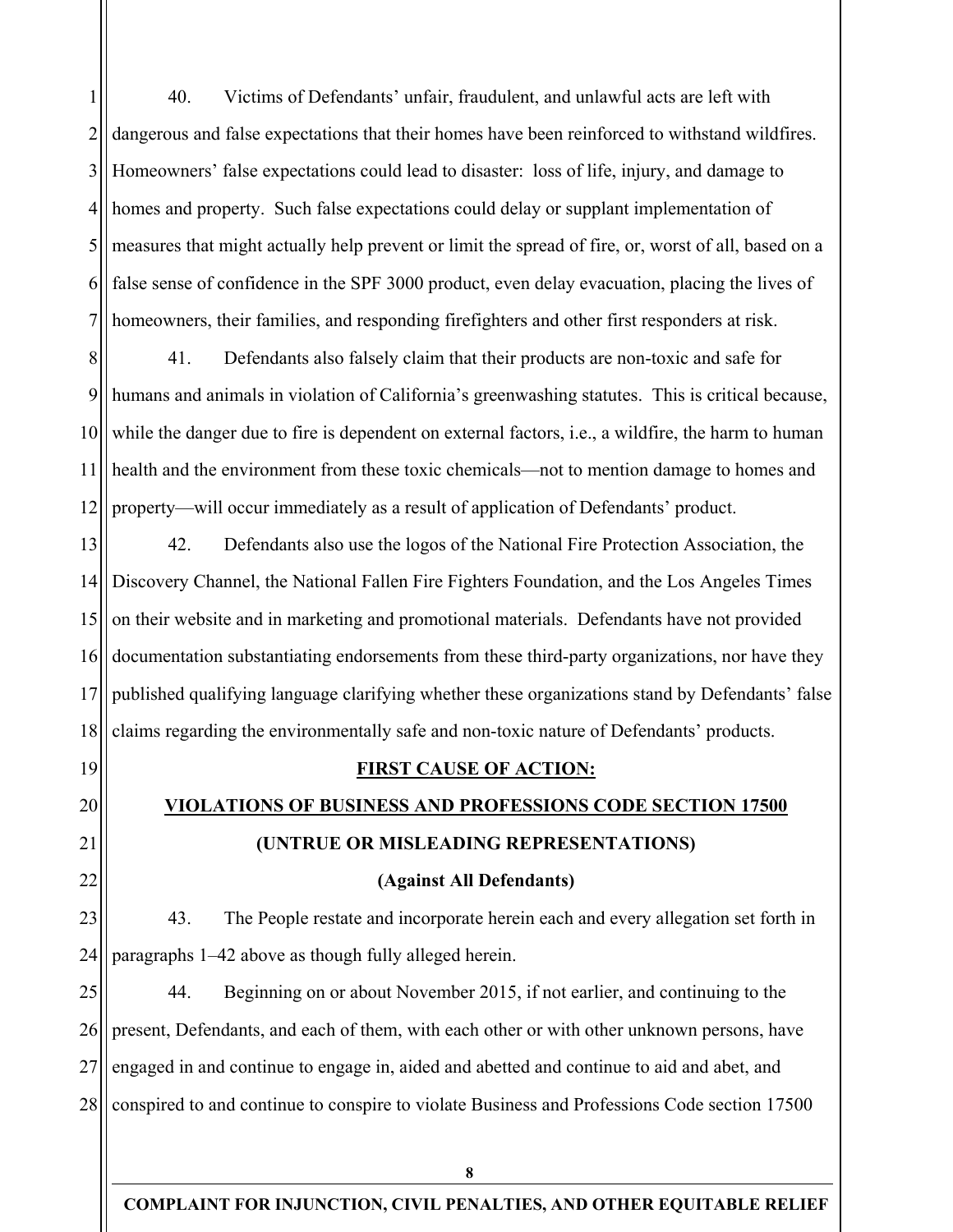40. Victims of Defendants' unfair, fraudulent, and unlawful acts are left with dangerous and false expectations that their homes have been reinforced to withstand wildfires. Homeowners' false expectations could lead to disaster: loss of life, injury, and damage to homes and property. Such false expectations could delay or supplant implementation of measures that might actually help prevent or limit the spread of fire, or, worst of all, based on a false sense of confidence in the SPF 3000 product, even delay evacuation, placing the lives of homeowners, their families, and responding firefighters and other first responders at risk.

41. Defendants also falsely claim that their products are non-toxic and safe for humans and animals in violation of California's greenwashing statutes. This is critical because, while the danger due to fire is dependent on external factors, i.e., a wildfire, the harm to human health and the environment from these toxic chemicals—not to mention damage to homes and property—will occur immediately as a result of application of Defendants' product.

42. Defendants also use the logos of the National Fire Protection Association, the Discovery Channel, the National Fallen Fire Fighters Foundation, and the Los Angeles Times on their website and in marketing and promotional materials. Defendants have not provided documentation substantiating endorsements from these third-party organizations, nor have they published qualifying language clarifying whether these organizations stand by Defendants' false claims regarding the environmentally safe and non-toxic nature of Defendants' products.

**FIRST CAUSE OF ACTION:**

**VIOLATIONS OF BUSINESS AND PROFESSIONS CODE SECTION 17500**

**(UNTRUE OR MISLEADING REPRESENTATIONS)**

**(Against All Defendants)**

43. The People restate and incorporate herein each and every allegation set forth in paragraphs 1–42 above as though fully alleged herein.

44. Beginning on or about November 2015, if not earlier, and continuing to the present, Defendants, and each of them, with each other or with other unknown persons, have engaged in and continue to engage in, aided and abetted and continue to aid and abet, and conspired to and continue to conspire to violate Business and Professions Code section 17500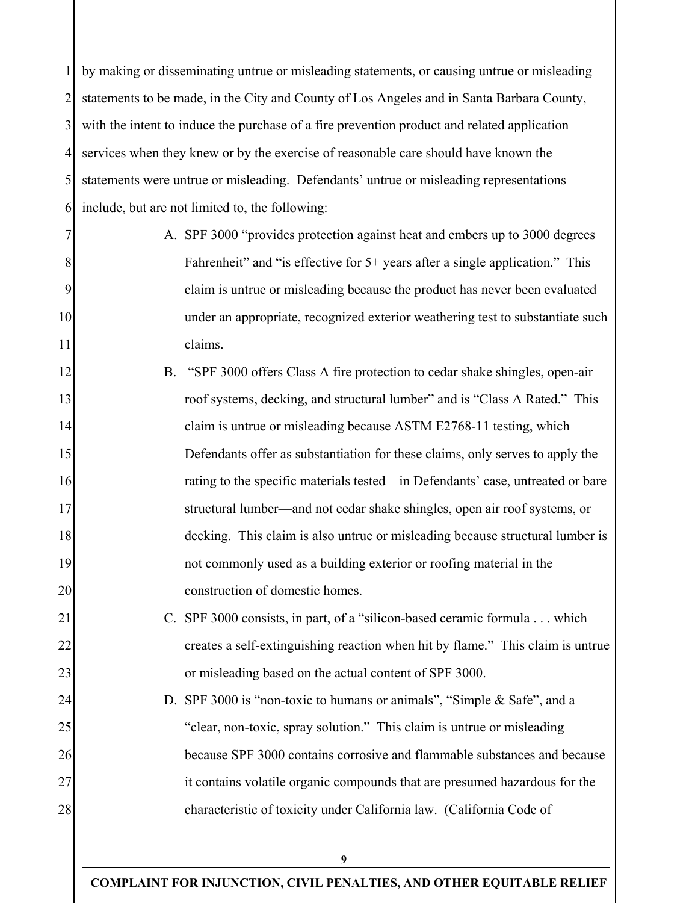by making or disseminating untrue or misleading statements, or causing untrue or misleading statements to be made, in the City and County of Los Angeles and in Santa Barbara County, with the intent to induce the purchase of a fire prevention product and related application services when they knew or by the exercise of reasonable care should have known the statements were untrue or misleading. Defendants' untrue or misleading representations include, but are not limited to, the following:

A. SPF 3000 "provides protection against heat and embers up to 3000 degrees Fahrenheit" and "is effective for 5+ years after a single application." This claim is untrue or misleading because the product has never been evaluated under an appropriate, recognized exterior weathering test to substantiate such claims.

B. "SPF 3000 offers Class A fire protection to cedar shake shingles, open-air roof systems, decking, and structural lumber" and is "Class A Rated." This claim is untrue or misleading because ASTM E2768-11 testing, which Defendants offer as substantiation for these claims, only serves to apply the rating to the specific materials tested—in Defendants' case, untreated or bare structural lumber—and not cedar shake shingles, open air roof systems, or decking. This claim is also untrue or misleading because structural lumber is not commonly used as a building exterior or roofing material in the construction of domestic homes.

C. SPF 3000 consists, in part, of a "silicon-based ceramic formula . . . which creates a self-extinguishing reaction when hit by flame." This claim is untrue or misleading based on the actual content of SPF 3000.

D. SPF 3000 is "non-toxic to humans or animals", "Simple & Safe", and a "clear, non-toxic, spray solution." This claim is untrue or misleading because SPF 3000 contains corrosive and flammable substances and because it contains volatile organic compounds that are presumed hazardous for the characteristic of toxicity under California law. (California Code of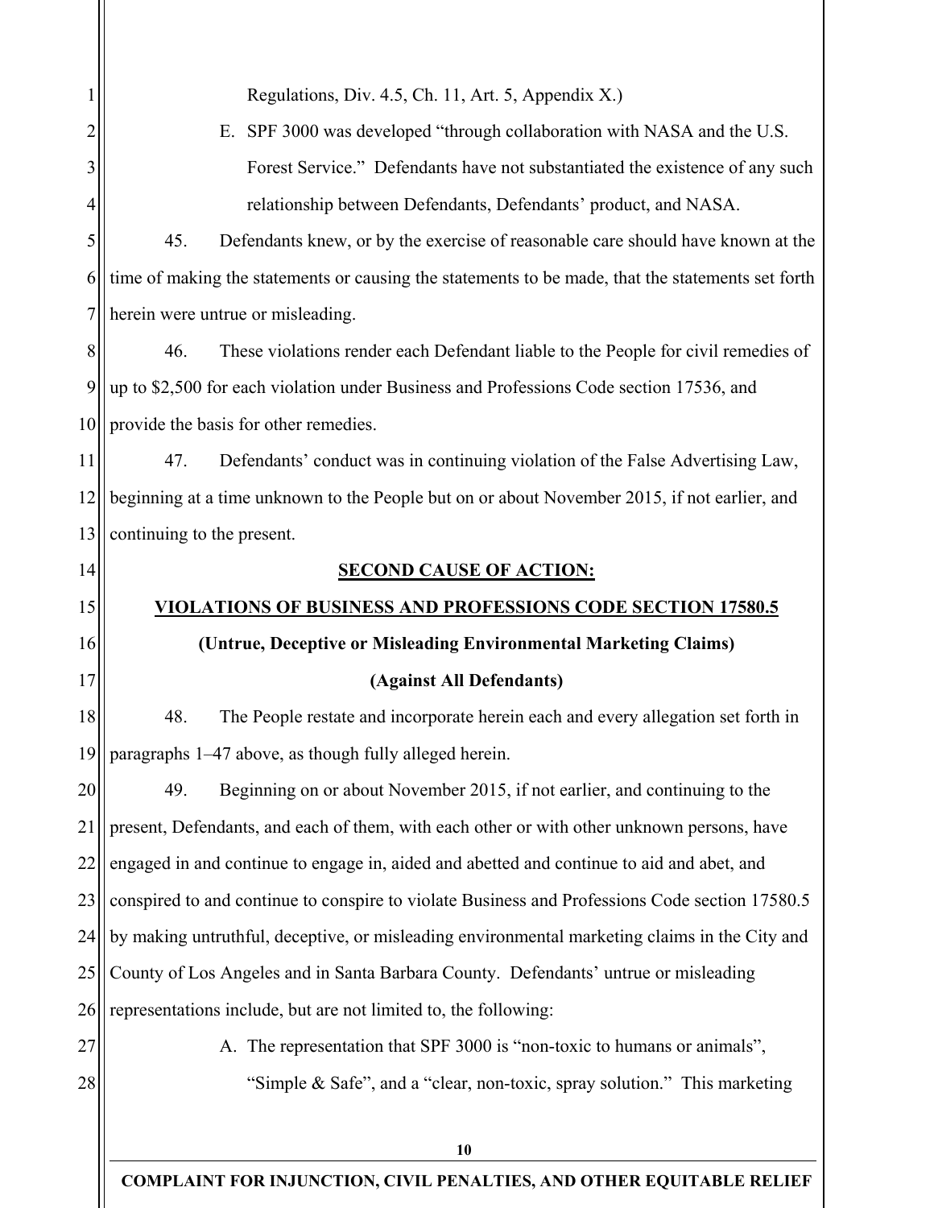Regulations, Div. 4.5, Ch. 11, Art. 5, Appendix X.)

E. SPF 3000 was developed "through collaboration with NASA and the U.S. Forest Service." Defendants have not substantiated the existence of any such relationship between Defendants, Defendants' product, and NASA.

45. Defendants knew, or by the exercise of reasonable care should have known at the time of making the statements or causing the statements to be made, that the statements set forth herein were untrue or misleading.

46. These violations render each Defendant liable to the People for civil remedies of up to $2,500 for each violation under Business and Professions Code section 17536, and provide the basis for other remedies.

47. Defendants' conduct was in continuing violation of the False Advertising Law, beginning at a time unknown to the People but on or about November 2015, if not earlier, and continuing to the present.

## SECOND CAUSE OF ACTION:

## VIOLATIONS OF BUSINESS AND PROFESSIONS CODE SECTION 17580.5

**(Untrue, Deceptive or Misleading Environmental Marketing Claims)**

**(Against All Defendants)**

48. The People restate and incorporate herein each and every allegation set forth in paragraphs 1–47 above, as though fully alleged herein.

49. Beginning on or about November 2015, if not earlier, and continuing to the present, Defendants, and each of them, with each other or with other unknown persons, have engaged in and continue to engage in, aided and abetted and continue to aid and abet, and conspired to and continue to conspire to violate Business and Professions Code section 17580.5 by making untruthful, deceptive, or misleading environmental marketing claims in the City and County of Los Angeles and in Santa Barbara County. Defendants' untrue or misleading representations include, but are not limited to, the following:

A. The representation that SPF 3000 is "non-toxic to humans or animals", "Simple & Safe", and a "clear, non-toxic, spray solution." This marketing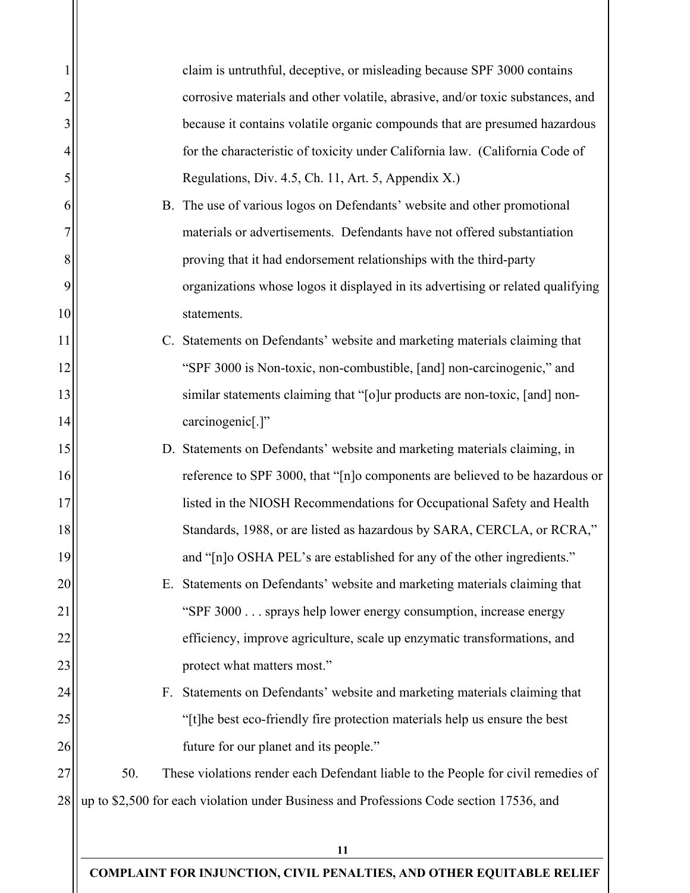claim is untruthful, deceptive, or misleading because SPF 3000 contains corrosive materials and other volatile, abrasive, and/or toxic substances, and because it contains volatile organic compounds that are presumed hazardous for the characteristic of toxicity under California law. (California Code of Regulations, Div. 4.5, Ch. 11, Art. 5, Appendix X.)

B. The use of various logos on Defendants' website and other promotional materials or advertisements. Defendants have not offered substantiation proving that it had endorsement relationships with the third-party organizations whose logos it displayed in its advertising or related qualifying statements.

C. Statements on Defendants' website and marketing materials claiming that "SPF 3000 is Non-toxic, non-combustible, [and] non-carcinogenic," and similar statements claiming that "[o]ur products are non-toxic, [and] non-carcinogenic[.]"

D. Statements on Defendants' website and marketing materials claiming, in reference to SPF 3000, that "[n]o components are believed to be hazardous or listed in the NIOSH Recommendations for Occupational Safety and Health Standards, 1988, or are listed as hazardous by SARA, CERCLA, or RCRA," and "[n]o OSHA PEL's are established for any of the other ingredients."

E. Statements on Defendants' website and marketing materials claiming that "SPF 3000 . . . sprays help lower energy consumption, increase energy efficiency, improve agriculture, scale up enzymatic transformations, and protect what matters most."

F. Statements on Defendants' website and marketing materials claiming that "[t]he best eco-friendly fire protection materials help us ensure the best future for our planet and its people."

50. These violations render each Defendant liable to the People for civil remedies of up to $2,500 for each violation under Business and Professions Code section 17536, and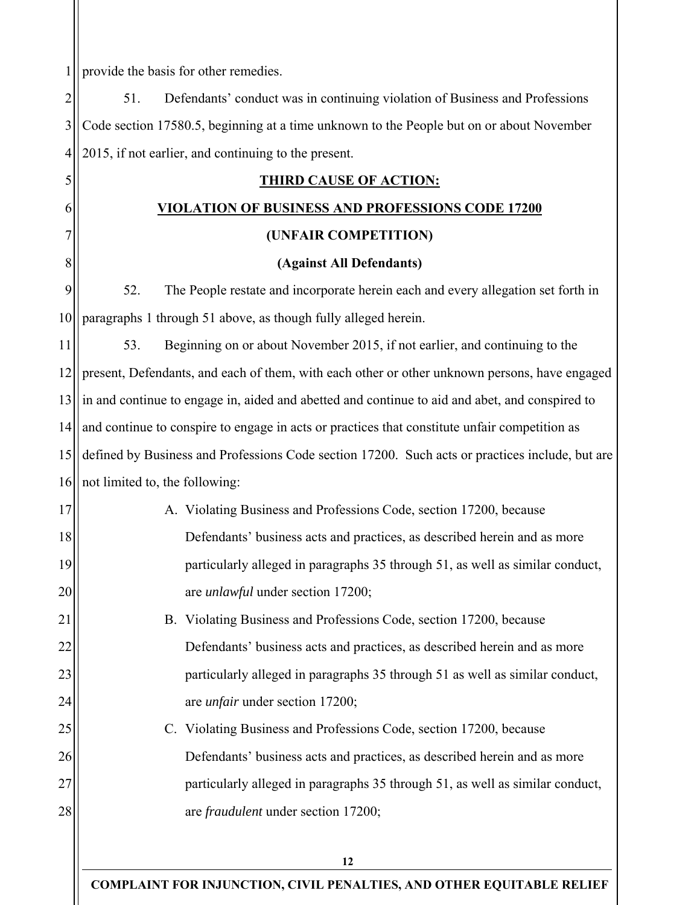provide the basis for other remedies.

51. Defendants' conduct was in continuing violation of Business and Professions Code section 17580.5, beginning at a time unknown to the People but on or about November 2015, if not earlier, and continuing to the present.

## **THIRD CAUSE OF ACTION:**

## **VIOLATION OF BUSINESS AND PROFESSIONS CODE 17200**

**(UNFAIR COMPETITION)**

**(Against All Defendants)**

52. The People restate and incorporate herein each and every allegation set forth in paragraphs 1 through 51 above, as though fully alleged herein.

53. Beginning on or about November 2015, if not earlier, and continuing to the present, Defendants, and each of them, with each other or other unknown persons, have engaged in and continue to engage in, aided and abetted and continue to aid and abet, and conspired to and continue to conspire to engage in acts or practices that constitute unfair competition as defined by Business and Professions Code section 17200. Such acts or practices include, but are not limited to, the following:

A. Violating Business and Professions Code, section 17200, because Defendants' business acts and practices, as described herein and as more particularly alleged in paragraphs 35 through 51, as well as similar conduct, are *unlawful* under section 17200;

B. Violating Business and Professions Code, section 17200, because Defendants' business acts and practices, as described herein and as more particularly alleged in paragraphs 35 through 51 as well as similar conduct, are *unfair* under section 17200;

C. Violating Business and Professions Code, section 17200, because Defendants' business acts and practices, as described herein and as more particularly alleged in paragraphs 35 through 51, as well as similar conduct, are *fraudulent* under section 17200;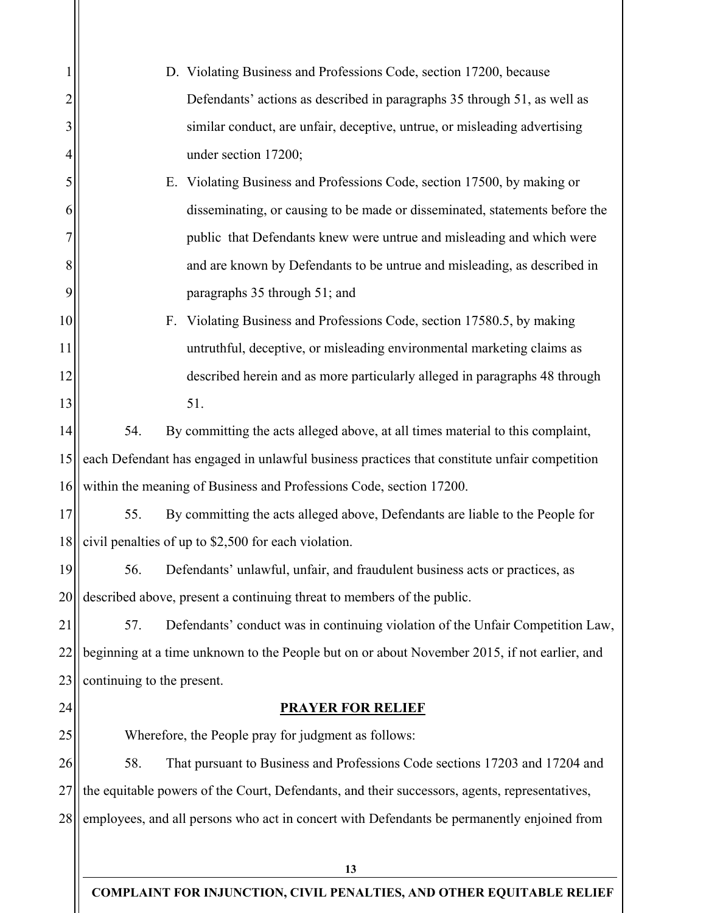D. Violating Business and Professions Code, section 17200, because Defendants' actions as described in paragraphs 35 through 51, as well as similar conduct, are unfair, deceptive, untrue, or misleading advertising under section 17200;

E. Violating Business and Professions Code, section 17500, by making or disseminating, or causing to be made or disseminated, statements before the public that Defendants knew were untrue and misleading and which were and are known by Defendants to be untrue and misleading, as described in paragraphs 35 through 51; and

F. Violating Business and Professions Code, section 17580.5, by making untruthful, deceptive, or misleading environmental marketing claims as described herein and as more particularly alleged in paragraphs 48 through 51.

54. By committing the acts alleged above, at all times material to this complaint, each Defendant has engaged in unlawful business practices that constitute unfair competition within the meaning of Business and Professions Code, section 17200.

55. By committing the acts alleged above, Defendants are liable to the People for civil penalties of up to $2,500 for each violation.

56. Defendants' unlawful, unfair, and fraudulent business acts or practices, as described above, present a continuing threat to members of the public.

57. Defendants' conduct was in continuing violation of the Unfair Competition Law, beginning at a time unknown to the People but on or about November 2015, if not earlier, and continuing to the present.

## PRAYER FOR RELIEF

Wherefore, the People pray for judgment as follows:

58. That pursuant to Business and Professions Code sections 17203 and 17204 and the equitable powers of the Court, Defendants, and their successors, agents, representatives, employees, and all persons who act in concert with Defendants be permanently enjoined from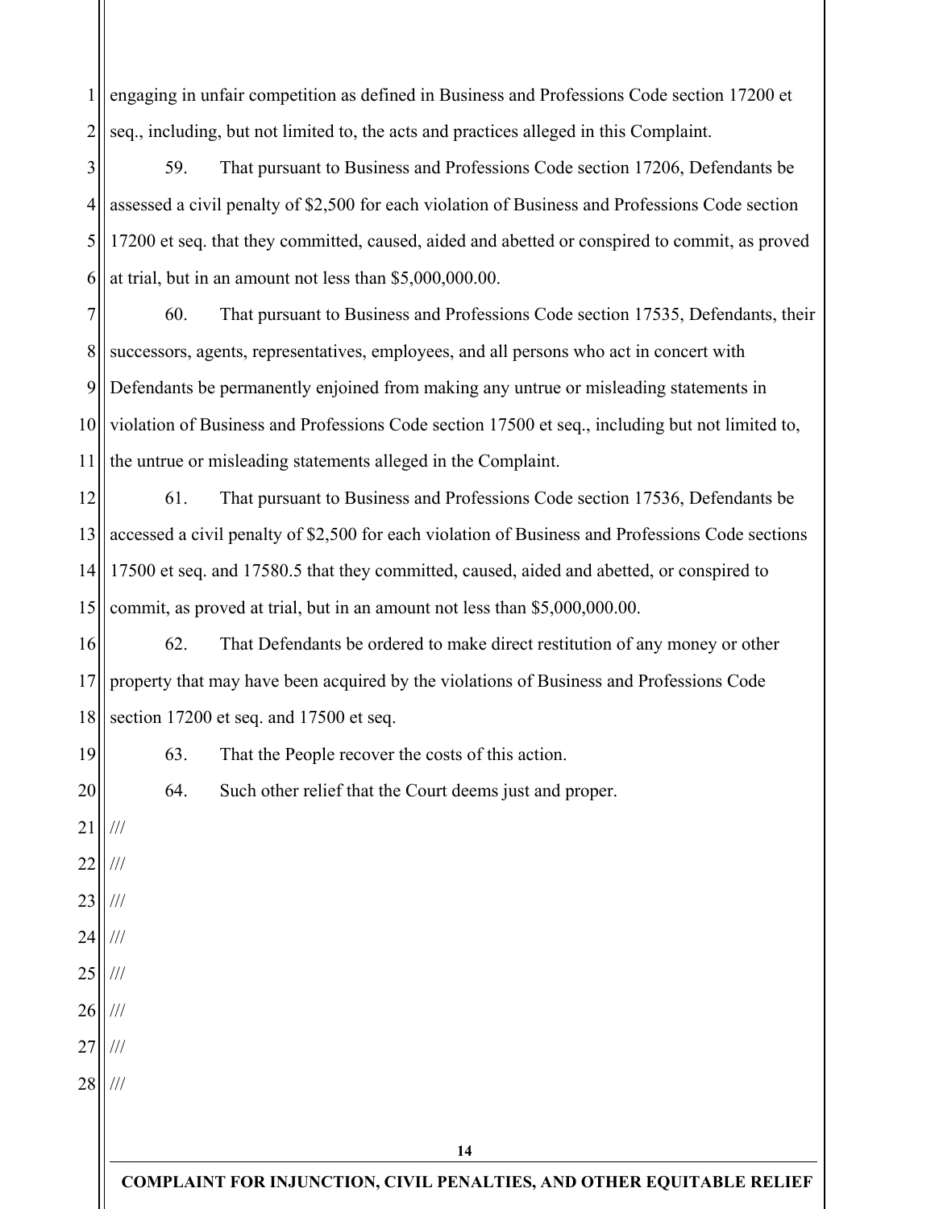engaging in unfair competition as defined in Business and Professions Code section 17200 et seq., including, but not limited to, the acts and practices alleged in this Complaint.

59. That pursuant to Business and Professions Code section 17206, Defendants be assessed a civil penalty of $2,500 for each violation of Business and Professions Code section 17200 et seq. that they committed, caused, aided and abetted or conspired to commit, as proved at trial, but in an amount not less than $5,000,000.00.

60. That pursuant to Business and Professions Code section 17535, Defendants, their successors, agents, representatives, employees, and all persons who act in concert with Defendants be permanently enjoined from making any untrue or misleading statements in violation of Business and Professions Code section 17500 et seq., including but not limited to, the untrue or misleading statements alleged in the Complaint.

61. That pursuant to Business and Professions Code section 17536, Defendants be accessed a civil penalty of $2,500 for each violation of Business and Professions Code sections 17500 et seq. and 17580.5 that they committed, caused, aided and abetted, or conspired to commit, as proved at trial, but in an amount not less than $5,000,000.00.

62. That Defendants be ordered to make direct restitution of any money or other property that may have been acquired by the violations of Business and Professions Code section 17200 et seq. and 17500 et seq.

63. That the People recover the costs of this action.

64. Such other relief that the Court deems just and proper.

///

///

///

///

///

///

///

///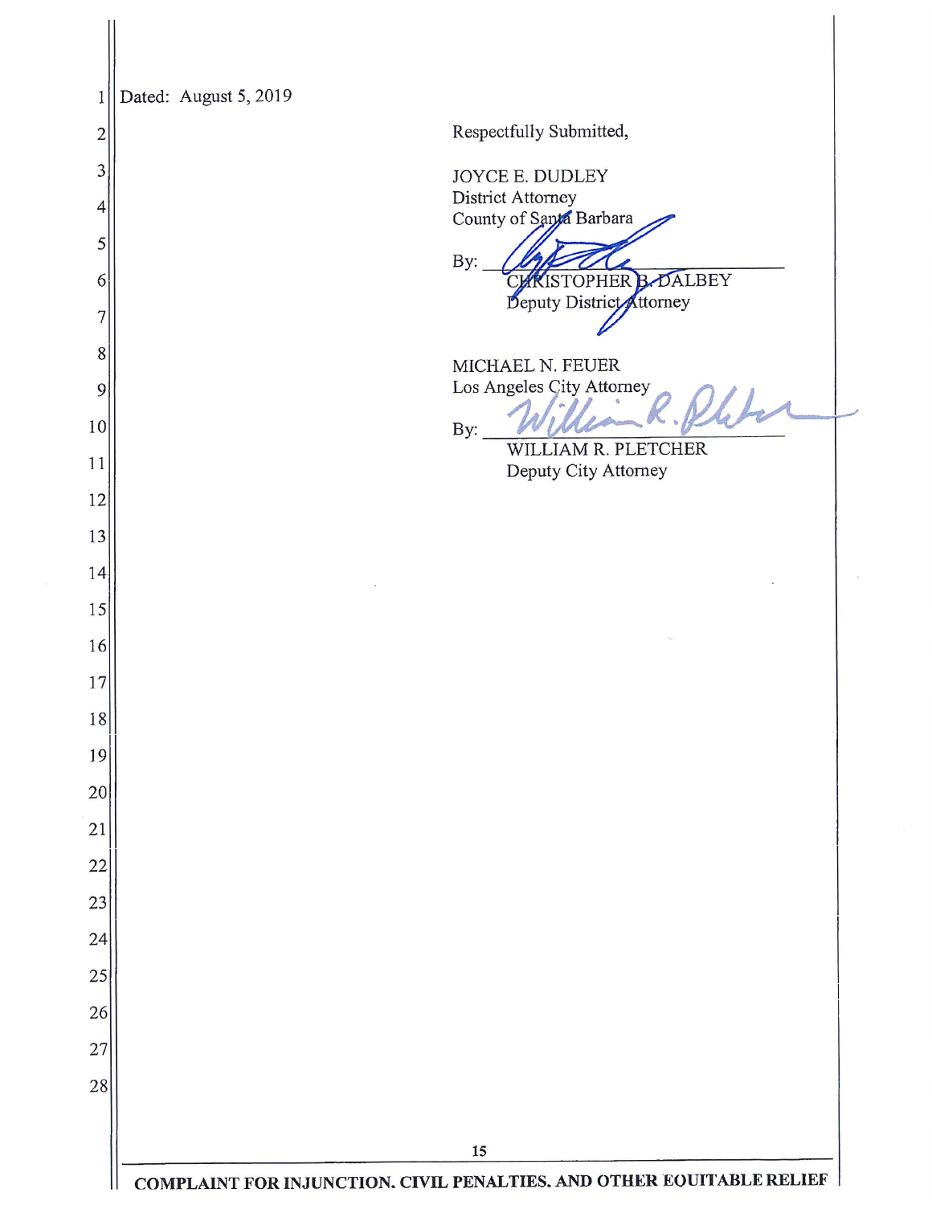Dated: August 5, 2019

Respectfully Submitted,

JOYCE E. DUDLEY
District Attorney
County of Santa Barbara

By: ______________________________
CHRISTOPHER B. DALBEY
Deputy District Attorney

MICHAEL N. FEUER
Los Angeles City Attorney

By: ______________________________
WILLIAM R. PLETCHER
Deputy City Attorney